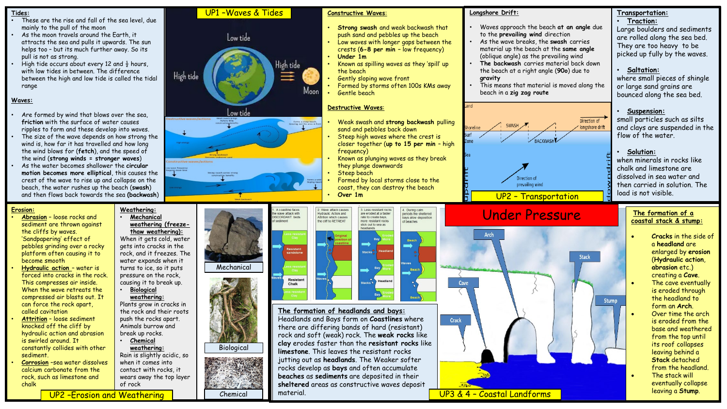# UP1 – Waves & Tides

## Tides:

- These are the rise and fall of the sea level, due mainly to the pull of the moon
- As the moon travels around the Earth, it attracts the sea and pulls it upwards. The sun helps too – but its much further away. So its pull is not as strong.
- High tide occurs about every 12 and ½ hours, with low tides in between. The difference between the high and low tide is called the tidal range

## Waves:

- Are formed by wind that blows over the sea, **friction** with the surface of water causes ripples to form and these develop into waves.
- The size of the wave depends on how strong the wind is, how far it has travelled and how long the wind blows for (**fetch**), and the speed of the wind (**strong winds = stronger waves**)
- As the water becomes shallower the **circular motion becomes more elliptical**, this causes the crest of the wave to rise up and collapse on the beach, the water rushes up the beach (**swash**) and then flows back towards the sea (**backwash**)

## Constructive Waves:

- **Strong swash** and weak backwash that push sand and pebbles up the beach
- Low waves with longer gaps between the crests (**6-8 per min – low frequency**)
- **Under 1m**
- Known as spilling waves as they 'spill' up the beach
- Gently sloping wave front
- Formed by storms often 100s KMs away
- Gentle beach

## Destructive Waves:

- Weak swash and **strong backwash** pulling sand and pebbles back down
- Steep high waves where the crest is closer together (**up to 15 per min – high frequency**)
- Known as plunging waves as they break they plunge downwards
- Steep beach
- Formed by local storms close to the coast, they can destroy the beach
- **Over 1m**

# UP2 – Transportation

## Longshore Drift:

- Waves approach the beach **at an angle** due to the **prevailing wind** direction
- As the wave breaks, the **swash** carries material up the beach at the **same angle** (oblique angle) as the prevailing wind
- **The backwash** carries material back down the beach at a right angle (**90o**) due to **gravity**
- This means that material is moved along the beach in a **zig zag route**

## Transportation:

- **Traction:** Large boulders and sediments are rolled along the sea bed. They are too heavy to be picked up fully by the waves.
- **Saltation:** where small pieces of shingle or large sand grains are bounced along the sea bed.
- **Suspension:** small particles such as silts and clays are suspended in the flow of the water.
- **Solution:** when minerals in rocks like chalk and limestone are dissolved in sea water and then carried in solution. The load is not visible.

# UP2 – Erosion and Weathering

## Erosion:

- **Abrasion** – loose rocks and sediment are thrown against the cliffs by waves. 'Sandpapering' effect of pebbles grinding over a rocky platform often causing it to become smooth
- **Hydraulic action** – water is forced into cracks in the rock. This compresses air inside. When the wave retreats the compressed air blasts out. It can force the rock apart, called cavitation
- **Attrition** – loose sediment knocked off the cliff by hydraulic action and abrasion is swirled around. It constantly collides with other sediment.
- **Corrosion** –sea water dissolves calcium carbonate from the rock, such as limestone and chalk

## Weathering:

- **Mechanical weathering (freeze-thaw weathering):** When it gets cold, water gets into cracks in the rock, and it freezes. The water expands when it turns to ice, so it puts pressure on the rock, causing it to break up.
- **Biological weathering:** Plants grow in cracks in the rock and their roots push the rocks apart. Animals burrow and break up rocks.
- **Chemical weathering:** Rain is slightly acidic, so when it comes into contact with rocks, it wears away the top layer of rock

Mechanical

Biological

Chemical

# UP3 & 4 – Coastal Landforms

1. A coastline faces the wave attack with DISCORDANT beds of sediment
2. Wave attack causes Hydraulic Action and Abrasion and Attrition which causes the cliff to RETREAT
3. Less resistant rocks are eroded at a faster rate to create bays, more resistant rocks stick out to sea as headlands
4. During calm periods the sheltered bays allow deposition of beaches

## The formation of headlands and bays:

Headlands and Bays form on **Coastlines** where there are different bands of hard (resistant) rock and soft (weak) rock. The **weak rocks** like **clay** erodes faster than the **resistant rocks** like **limestone**. This leaves the resistant rocks jutting out as **headlands**. The weaker softer rocks develop as **bays** and often accumulate **beaches** as **sediments** are deposited in their **sheltered** areas as constructive waves deposit material.

# Under Pressure

## The formation of a coastal stack & stump:

- **Cracks** in the side of a **headland** are enlarged by **erosion** (**Hydraulic action**, **abrasion** etc.) creating a **Cave**.
- The cave eventually is eroded through the headland to form an **Arch**.
- Over time the arch is eroded from the base and weathered from the top until its roof collapses leaving behind a **Stack** detached from the headland.
- The stack will eventually collapse leaving a **Stump**.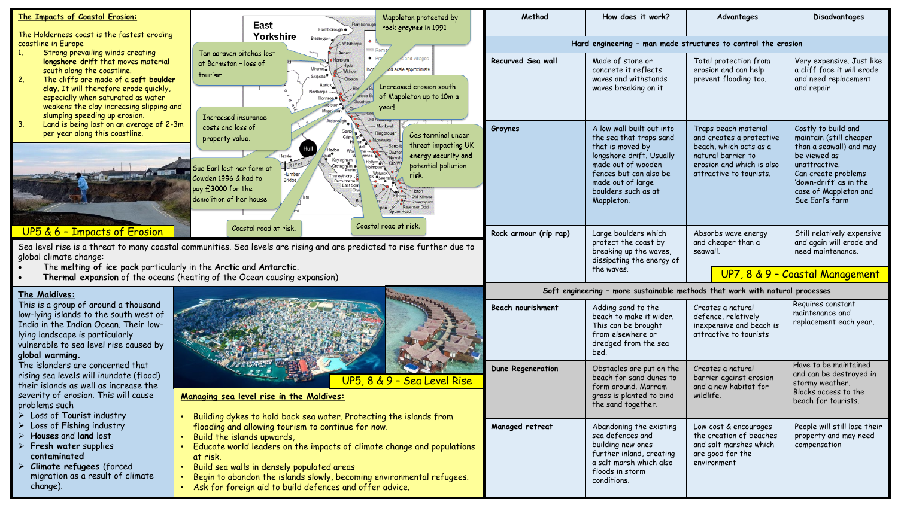## The Impacts of Coastal Erosion:

The Holderness coast is the fastest eroding coastline in Europe

1. Strong prevailing winds creating **longshore drift** that moves material south along the coastline.
2. The cliffs are made of a **soft boulder clay**. It will therefore erode quickly, especially when saturated as water weakens the clay increasing slipping and slumping speeding up erosion.
3. Land is being lost on an average of 2-3m per year along this coastline.

East Yorkshire

Mappleton protected by rock groynes in 1991

Ten caravan pitches lost at Barmston – loss of tourism.

Increased erosion south of Mappleton up to 10m a year!

Increased insurance costs and loss of property value.

Gas terminal under threat impacting UK energy security and potential pollution risk.

Sue Earl lost her farm at Cowden 1996 & had to pay £3000 for the demolition of her house.

Coastal road at risk.

Coastal road at risk.

**UP5 & 6 – Impacts of Erosion**

Sea level rise is a threat to many coastal communities. Sea levels are rising and are predicted to rise further due to global climate change:

- The **melting of ice pack** particularly in the **Arctic** and **Antarctic**.
- **Thermal expansion** of the oceans (heating of the Ocean causing expansion)

## The Maldives:

This is a group of around a thousand low-lying islands to the south west of India in the Indian Ocean. Their low-lying landscape is particularly vulnerable to sea level rise caused by **global warming.**

The islanders are concerned that rising sea levels will inundate (flood) their islands as well as increase the severity of erosion. This will cause problems such

- Loss of **Tourist** industry
- Loss of **Fishing** industry
- **Houses** and **land** lost
- **Fresh water** supplies **contaminated**
- **Climate refugees** (forced migration as a result of climate change).

**UP5, 8 & 9 – Sea Level Rise**

### Managing sea level rise in the Maldives:

- Building dykes to hold back sea water. Protecting the islands from flooding and allowing tourism to continue for now.
- Build the islands upwards,
- Educate world leaders on the impacts of climate change and populations at risk.
- Build sea walls in densely populated areas
- Begin to abandon the islands slowly, becoming environmental refugees.
- Ask for foreign aid to build defences and offer advice.

**UP7, 8 & 9 – Coastal Management**

| Method | How does it work? | Advantages | Disadvantages |
| --- | --- | --- | --- |
| **Hard engineering – man made structures to control the erosion** | | | |
| **Recurved Sea wall** | Made of stone or concrete it reflects waves and withstands waves breaking on it | Total protection from erosion and can help prevent flooding too. | Very expensive. Just like a cliff face it will erode and need replacement and repair |
| **Groynes** | A low wall built out into the sea that traps sand that is moved by longshore drift. Usually made out of wooden fences but can also be made out of large boulders such as at Mappleton. | Traps beach material and creates a protective beach, which acts as a natural barrier to erosion and which is also attractive to tourists. | Costly to build and maintain (still cheaper than a seawall) and may be viewed as unattractive. Can create problems 'down-drift' as in the case of Mappleton and Sue Earl's farm |
| **Rock armour (rip rap)** | Large boulders which protect the coast by breaking up the waves, dissipating the energy of the waves. | Absorbs wave energy and cheaper than a seawall. | Still relatively expensive and again will erode and need maintenance. |
| **Soft engineering – more sustainable methods that work with natural processes** | | | |
| **Beach nourishment** | Adding sand to the beach to make it wider. This can be brought from elsewhere or dredged from the sea bed. | Creates a natural defence, relatively inexpensive and beach is attractive to tourists | Requires constant maintenance and replacement each year, |
| **Dune Regeneration** | Obstacles are put on the beach for sand dunes to form around. Marram grass is planted to bind the sand together. | Creates a natural barrier against erosion and a new habitat for wildlife. | Have to be maintained and can be destroyed in stormy weather. Blocks access to the beach for tourists. |
| **Managed retreat** | Abandoning the existing sea defences and building new ones further inland, creating a salt marsh which also floods in storm conditions. | Low cost & encourages the creation of beaches and salt marshes which are good for the environment | People will still lose their property and may need compensation |